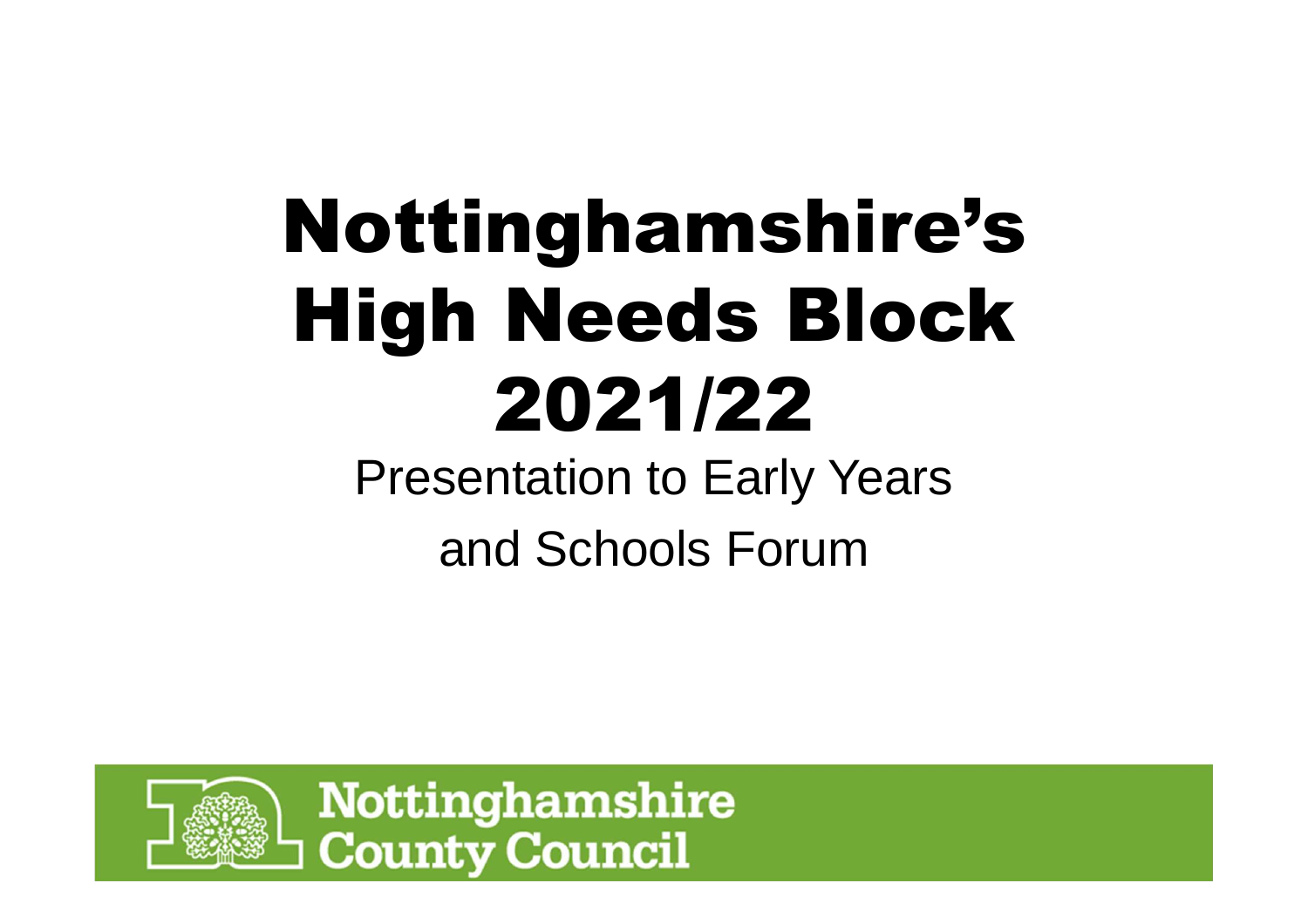# Nottinghamshire's High Needs Block 2021/22

Presentation to Early Years and Schools Forum

Nottinghamshire County Council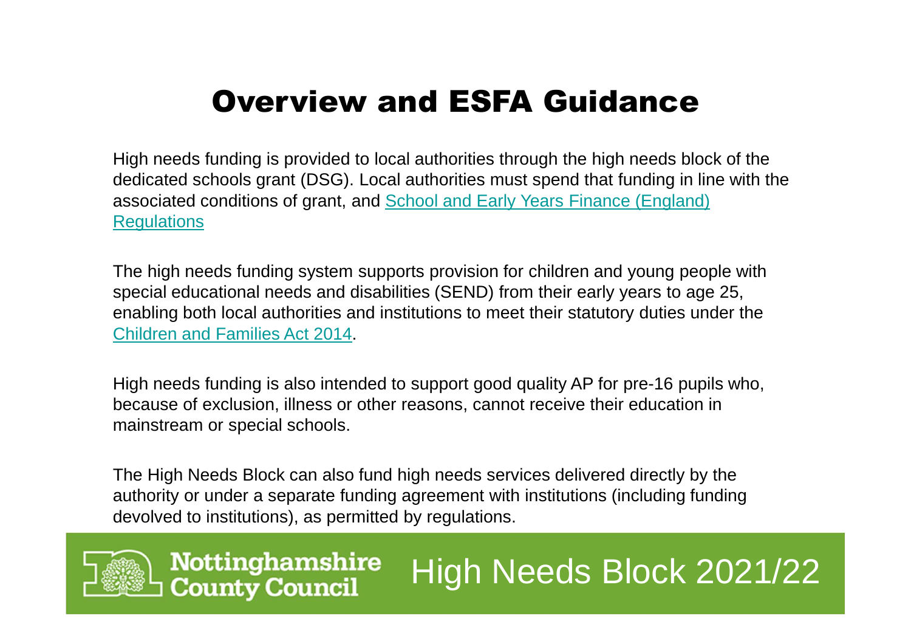# Overview and ESFA Guidance

High needs funding is provided to local authorities through the high needs block of the dedicated schools grant (DSG). Local authorities must spend that funding in line with the associated conditions of grant, and School and Early Years Finance (England) Regulations

The high needs funding system supports provision for children and young people with special educational needs and disabilities (SEND) from their early years to age 25, enabling both local authorities and institutions to meet their statutory duties under the Children and Families Act 2014.

High needs funding is also intended to support good quality AP for pre-16 pupils who, because of exclusion, illness or other reasons, cannot receive their education in mainstream or special schools.

The High Needs Block can also fund high needs services delivered directly by the authority or under a separate funding agreement with institutions (including funding devolved to institutions), as permitted by regulations.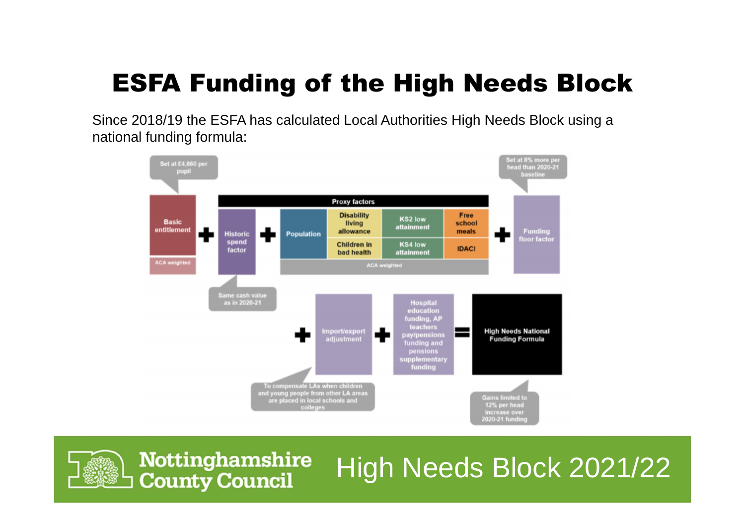# ESFA Funding of the High Needs Block

Since 2018/19 the ESFA has calculated Local Authorities High Needs Block using a national funding formula:

Set at £4,660 per pupil

Set at 8% more per head than 2020-21 baseline

Proxy factors

Basic entitlement (ACA weighted) + Historic spend factor + Population | Disability living allowance | Children in bad health | KS2 low attainment | KS4 low attainment | Free school meals | IDACI (ACA weighted) + Funding floor factor

Same cash value as in 2020-21

+ Import/export adjustment + Hospital education funding, AP teachers pay/pensions funding and pensions supplementary funding = High Needs National Funding Formula

To compensate LAs when children and young people from other LA areas are placed in local schools and colleges

Gains limited to 12% per head increase over 2020-21 funding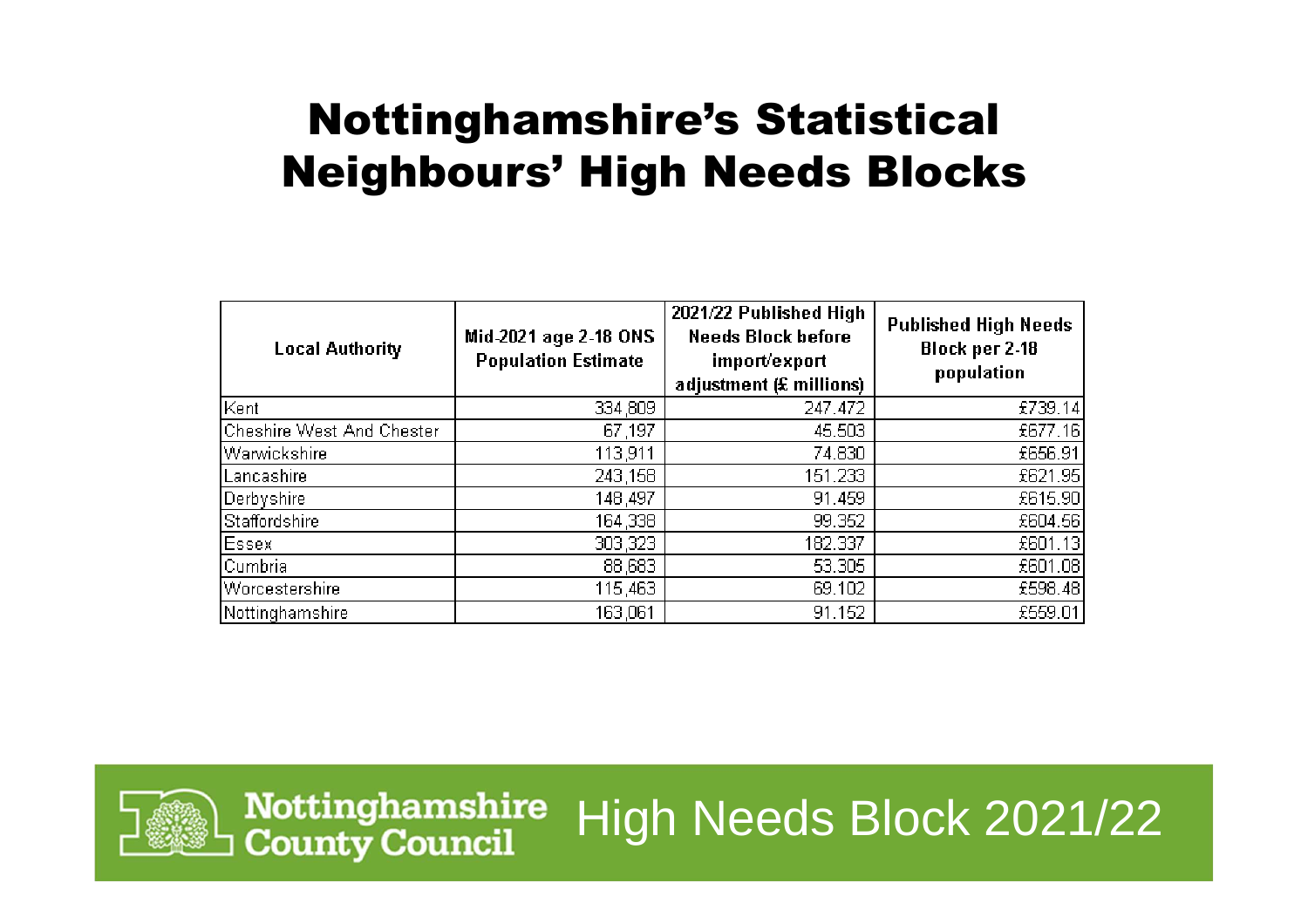# Nottinghamshire's Statistical Neighbours' High Needs Blocks

| Local Authority | Mid-2021 age 2-18 ONS Population Estimate | 2021/22 Published High Needs Block before import/export adjustment (£ millions) | Published High Needs Block per 2-18 population |
|---|---|---|---|
| Kent | 334,809 | 247.472 | £739.14 |
| Cheshire West And Chester | 67,197 | 45.503 | £677.16 |
| Warwickshire | 113,911 | 74.830 | £656.91 |
| Lancashire | 243,158 | 151.233 | £621.95 |
| Derbyshire | 148,497 | 91.459 | £615.90 |
| Staffordshire | 164,338 | 99.352 | £604.56 |
| Essex | 303,323 | 182.337 | £601.13 |
| Cumbria | 88,683 | 53.305 | £601.08 |
| Worcestershire | 115,463 | 69.102 | £598.48 |
| Nottinghamshire | 163,061 | 91.152 | £559.01 |

Nottinghamshire County Council High Needs Block 2021/22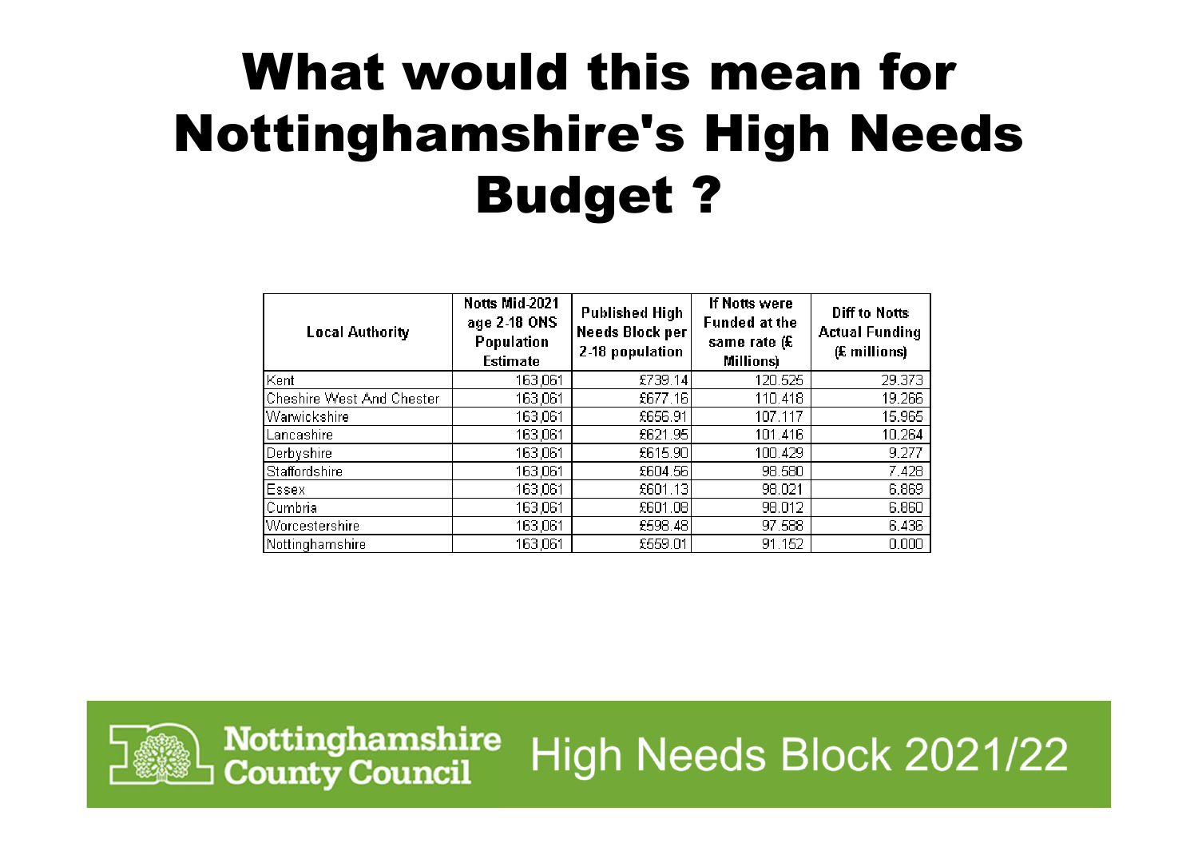# What would this mean for Nottinghamshire's High Needs Budget ?

| Local Authority | Notts Mid-2021 age 2-18 ONS Population Estimate | Published High Needs Block per 2-18 population | If Notts were Funded at the same rate (£ Millions) | Diff to Notts Actual Funding (£ millions) |
|---|---|---|---|---|
| Kent | 163,061 | £739.14 | 120.525 | 29.373 |
| Cheshire West And Chester | 163,061 | £677.16 | 110.418 | 19.266 |
| Warwickshire | 163,061 | £656.91 | 107.117 | 15.965 |
| Lancashire | 163,061 | £621.95 | 101.416 | 10.264 |
| Derbyshire | 163,061 | £615.90 | 100.429 | 9.277 |
| Staffordshire | 163,061 | £604.56 | 98.580 | 7.428 |
| Essex | 163,061 | £601.13 | 98.021 | 6.869 |
| Cumbria | 163,061 | £601.08 | 98.012 | 6.860 |
| Worcestershire | 163,061 | £598.48 | 97.588 | 6.436 |
| Nottinghamshire | 163,061 | £559.01 | 91.152 | 0.000 |

Nottinghamshire County Council High Needs Block 2021/22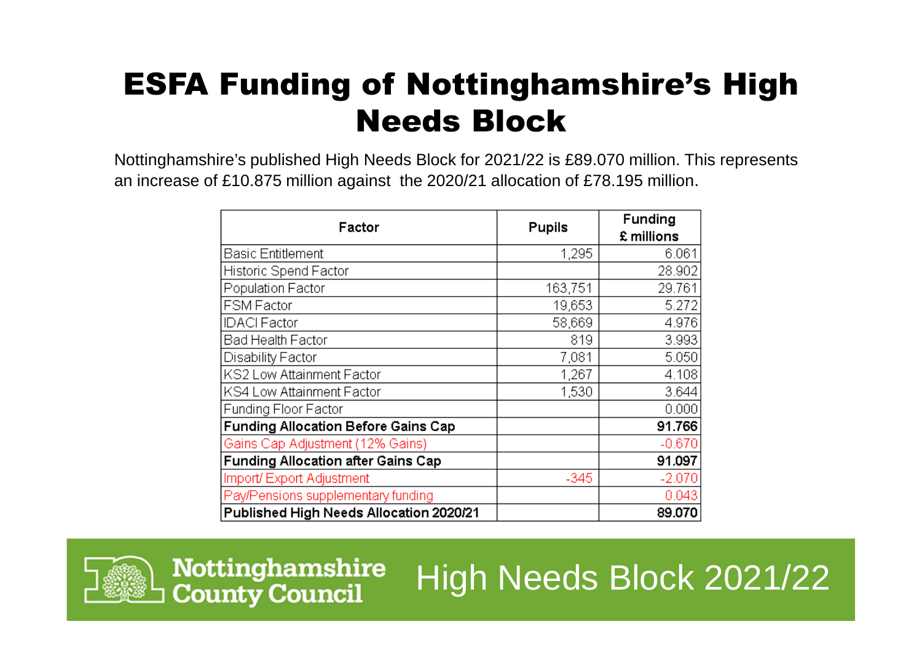# ESFA Funding of Nottinghamshire's High Needs Block

Nottinghamshire's published High Needs Block for 2021/22 is £89.070 million. This represents an increase of £10.875 million against the 2020/21 allocation of £78.195 million.

| Factor | Pupils | Funding £ millions |
|---|---|---|
| Basic Entitlement | 1,295 | 6.061 |
| Historic Spend Factor | | 28.902 |
| Population Factor | 163,751 | 29.761 |
| FSM Factor | 19,653 | 5.272 |
| IDACI Factor | 58,669 | 4.976 |
| Bad Health Factor | 819 | 3.993 |
| Disability Factor | 7,081 | 5.050 |
| KS2 Low Attainment Factor | 1,267 | 4.108 |
| KS4 Low Attainment Factor | 1,530 | 3.644 |
| Funding Floor Factor | | 0.000 |
| **Funding Allocation Before Gains Cap** | | **91.766** |
| Gains Cap Adjustment (12% Gains) | | -0.670 |
| **Funding Allocation after Gains Cap** | | **91.097** |
| Import/ Export Adjustment | -345 | -2.070 |
| Pay/Pensions supplementary funding | | 0.043 |
| **Published High Needs Allocation 2020/21** | | **89.070** |

Nottinghamshire County Council

High Needs Block 2021/22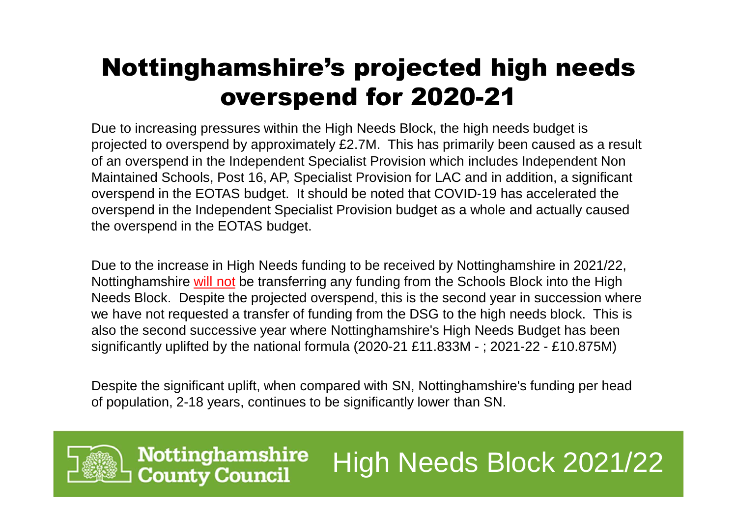# Nottinghamshire's projected high needs overspend for 2020-21

Due to increasing pressures within the High Needs Block, the high needs budget is projected to overspend by approximately £2.7M. This has primarily been caused as a result of an overspend in the Independent Specialist Provision which includes Independent Non Maintained Schools, Post 16, AP, Specialist Provision for LAC and in addition, a significant overspend in the EOTAS budget. It should be noted that COVID-19 has accelerated the overspend in the Independent Specialist Provision budget as a whole and actually caused the overspend in the EOTAS budget.

Due to the increase in High Needs funding to be received by Nottinghamshire in 2021/22, Nottinghamshire will not be transferring any funding from the Schools Block into the High Needs Block. Despite the projected overspend, this is the second year in succession where we have not requested a transfer of funding from the DSG to the high needs block. This is also the second successive year where Nottinghamshire's High Needs Budget has been significantly uplifted by the national formula (2020-21 £11.833M - ; 2021-22 - £10.875M)

Despite the significant uplift, when compared with SN, Nottinghamshire's funding per head of population, 2-18 years, continues to be significantly lower than SN.

Nottinghamshire County Council

High Needs Block 2021/22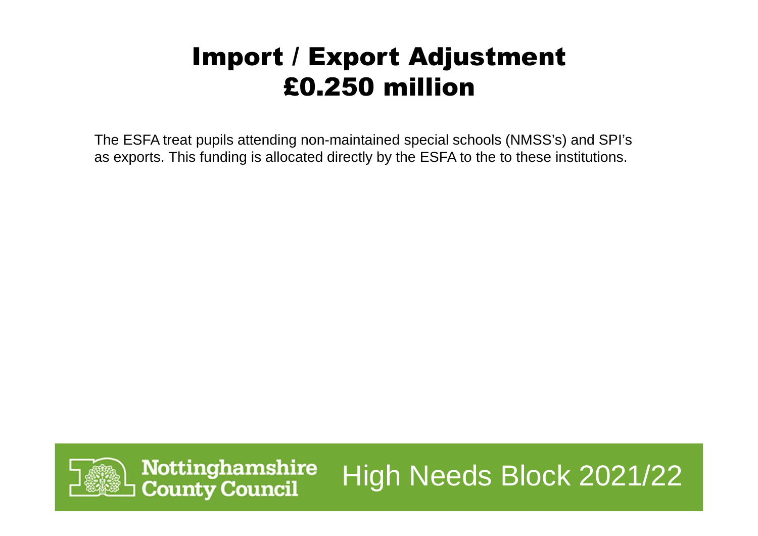# Import / Export Adjustment
# £0.250 million

The ESFA treat pupils attending non-maintained special schools (NMSS's) and SPI's as exports. This funding is allocated directly by the ESFA to the to these institutions.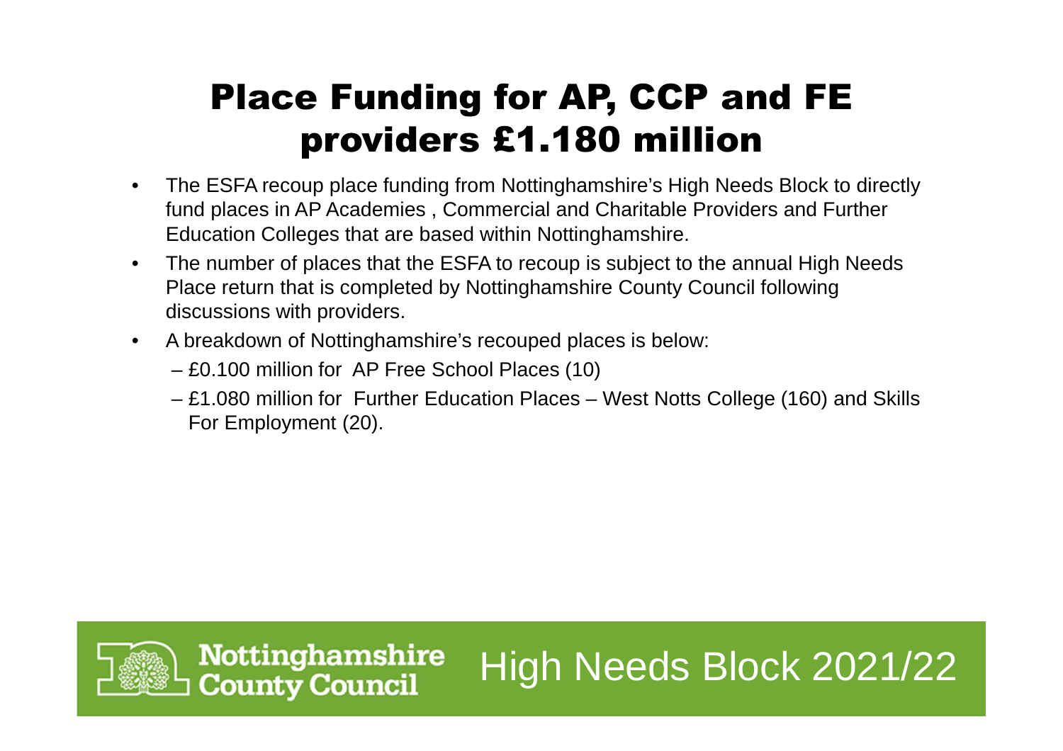# Place Funding for AP, CCP and FE providers £1.180 million

- The ESFA recoup place funding from Nottinghamshire's High Needs Block to directly fund places in AP Academies , Commercial and Charitable Providers and Further Education Colleges that are based within Nottinghamshire.
- The number of places that the ESFA to recoup is subject to the annual High Needs Place return that is completed by Nottinghamshire County Council following discussions with providers.
- A breakdown of Nottinghamshire's recouped places is below:
  - £0.100 million for AP Free School Places (10)
  - £1.080 million for Further Education Places – West Notts College (160) and Skills For Employment (20).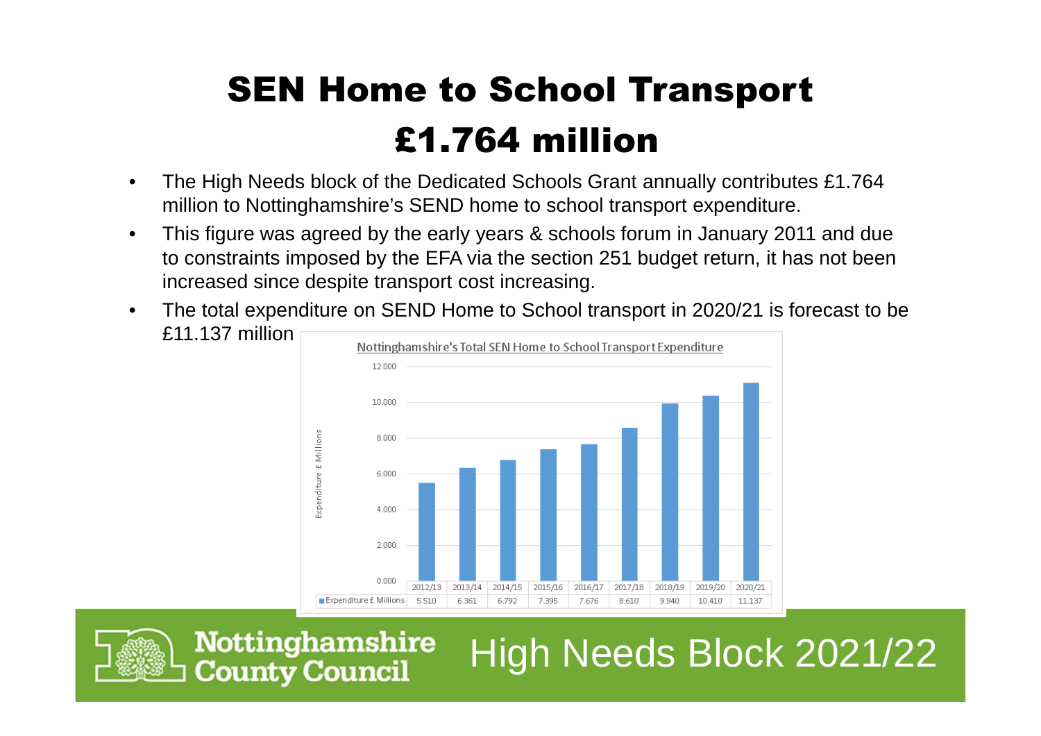# SEN Home to School Transport £1.764 million

- The High Needs block of the Dedicated Schools Grant annually contributes £1.764 million to Nottinghamshire's SEND home to school transport expenditure.
- This figure was agreed by the early years & schools forum in January 2011 and due to constraints imposed by the EFA via the section 251 budget return, it has not been increased since despite transport cost increasing.
- The total expenditure on SEND Home to School transport in 2020/21 is forecast to be £11.137 million

**Nottinghamshire's Total SEN Home to School Transport Expenditure**

| | 2012/13 | 2013/14 | 2014/15 | 2015/16 | 2016/17 | 2017/18 | 2018/19 | 2019/20 | 2020/21 |
|---|---|---|---|---|---|---|---|---|---|
| Expenditure £ Millions | 5.510 | 6.361 | 6.792 | 7.395 | 7.676 | 8.610 | 9.940 | 10.410 | 11.137 |

High Needs Block 2021/22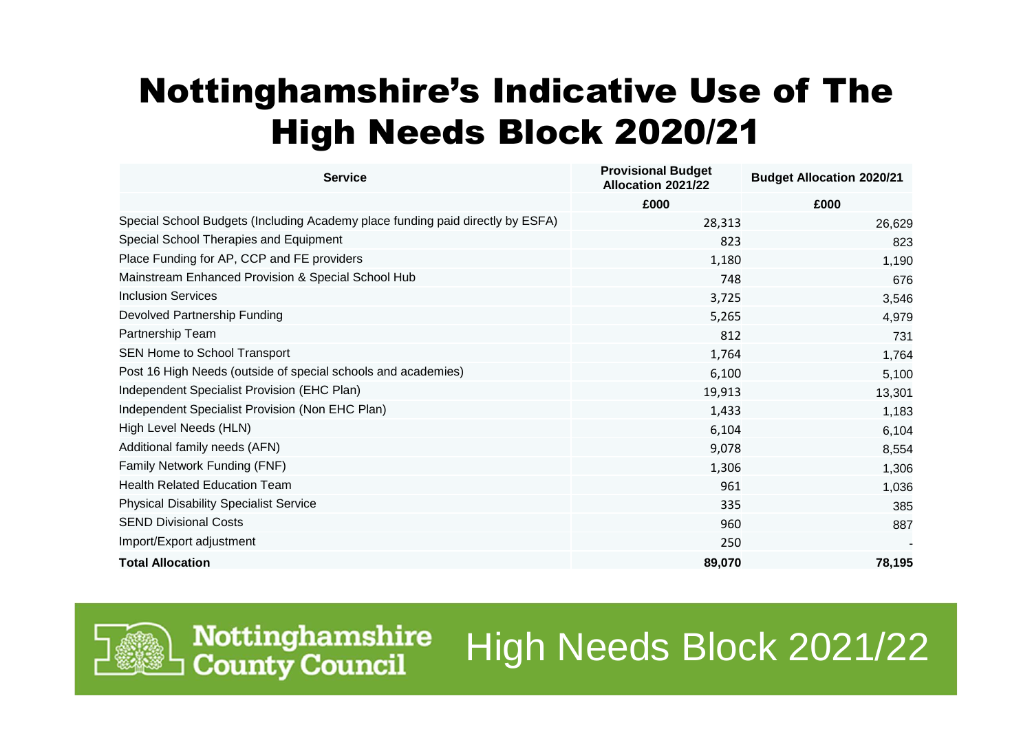# Nottinghamshire's Indicative Use of The High Needs Block 2020/21

| Service | Provisional Budget Allocation 2021/22 | Budget Allocation 2020/21 |
|---|---|---|
| | £000 | £000 |
| Special School Budgets (Including Academy place funding paid directly by ESFA) | 28,313 | 26,629 |
| Special School Therapies and Equipment | 823 | 823 |
| Place Funding for AP, CCP and FE providers | 1,180 | 1,190 |
| Mainstream Enhanced Provision & Special School Hub | 748 | 676 |
| Inclusion Services | 3,725 | 3,546 |
| Devolved Partnership Funding | 5,265 | 4,979 |
| Partnership Team | 812 | 731 |
| SEN Home to School Transport | 1,764 | 1,764 |
| Post 16 High Needs (outside of special schools and academies) | 6,100 | 5,100 |
| Independent Specialist Provision (EHC Plan) | 19,913 | 13,301 |
| Independent Specialist Provision (Non EHC Plan) | 1,433 | 1,183 |
| High Level Needs (HLN) | 6,104 | 6,104 |
| Additional family needs (AFN) | 9,078 | 8,554 |
| Family Network Funding (FNF) | 1,306 | 1,306 |
| Health Related Education Team | 961 | 1,036 |
| Physical Disability Specialist Service | 335 | 385 |
| SEND Divisional Costs | 960 | 887 |
| Import/Export adjustment | 250 | - |
| **Total Allocation** | **89,070** | **78,195** |

Nottinghamshire County Council

High Needs Block 2021/22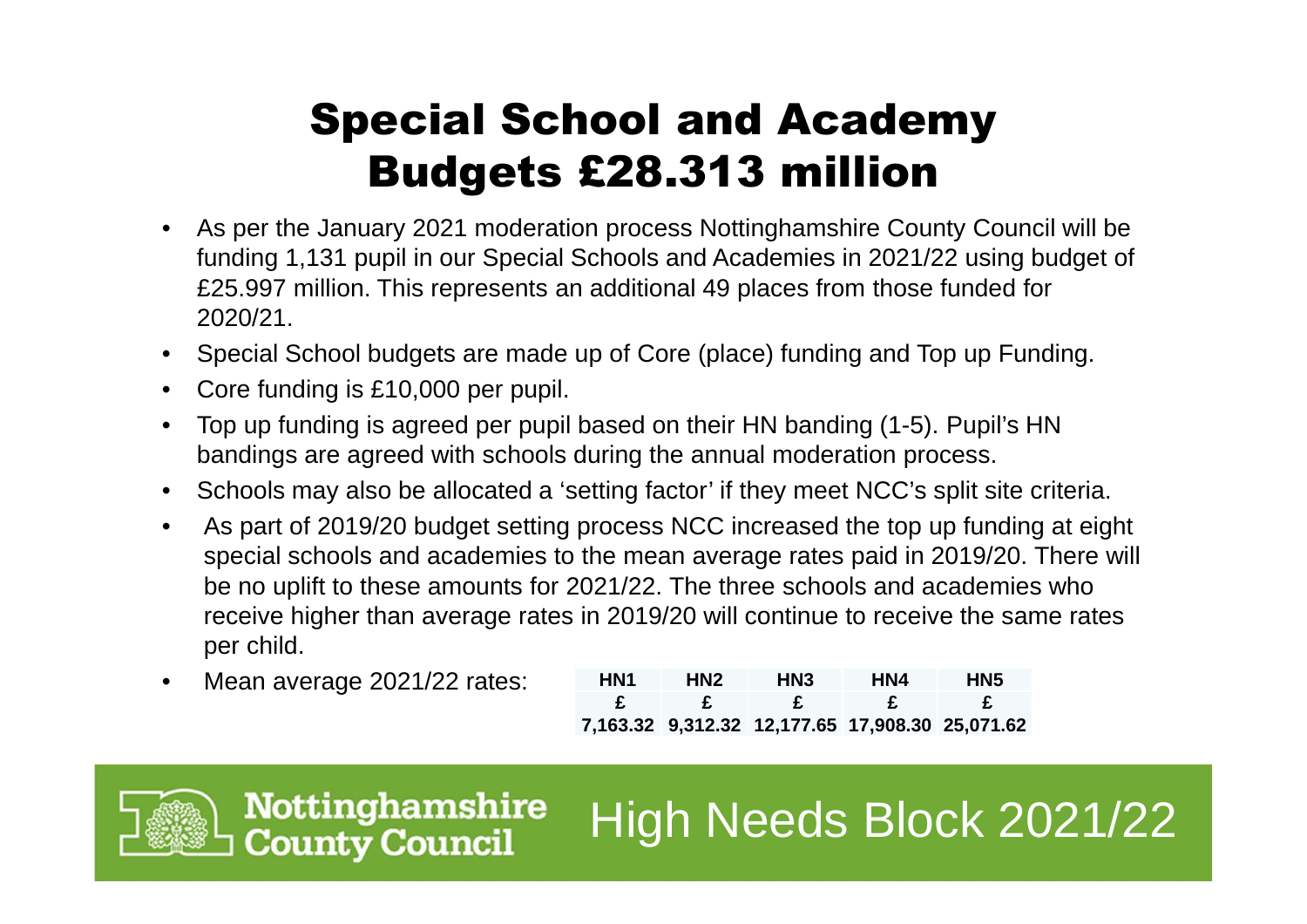# Special School and Academy Budgets £28.313 million

- As per the January 2021 moderation process Nottinghamshire County Council will be funding 1,131 pupil in our Special Schools and Academies in 2021/22 using budget of £25.997 million. This represents an additional 49 places from those funded for 2020/21.
- Special School budgets are made up of Core (place) funding and Top up Funding.
- Core funding is £10,000 per pupil.
- Top up funding is agreed per pupil based on their HN banding (1-5). Pupil's HN bandings are agreed with schools during the annual moderation process.
- Schools may also be allocated a 'setting factor' if they meet NCC's split site criteria.
- As part of 2019/20 budget setting process NCC increased the top up funding at eight special schools and academies to the mean average rates paid in 2019/20. There will be no uplift to these amounts for 2021/22. The three schools and academies who receive higher than average rates in 2019/20 will continue to receive the same rates per child.
- Mean average 2021/22 rates:

| HN1 | HN2 | HN3 | HN4 | HN5 |
|---|---|---|---|---|
| £ | £ | £ | £ | £ |
| 7,163.32 | 9,312.32 | 12,177.65 | 17,908.30 | 25,071.62 |

Nottinghamshire County Council

High Needs Block 2021/22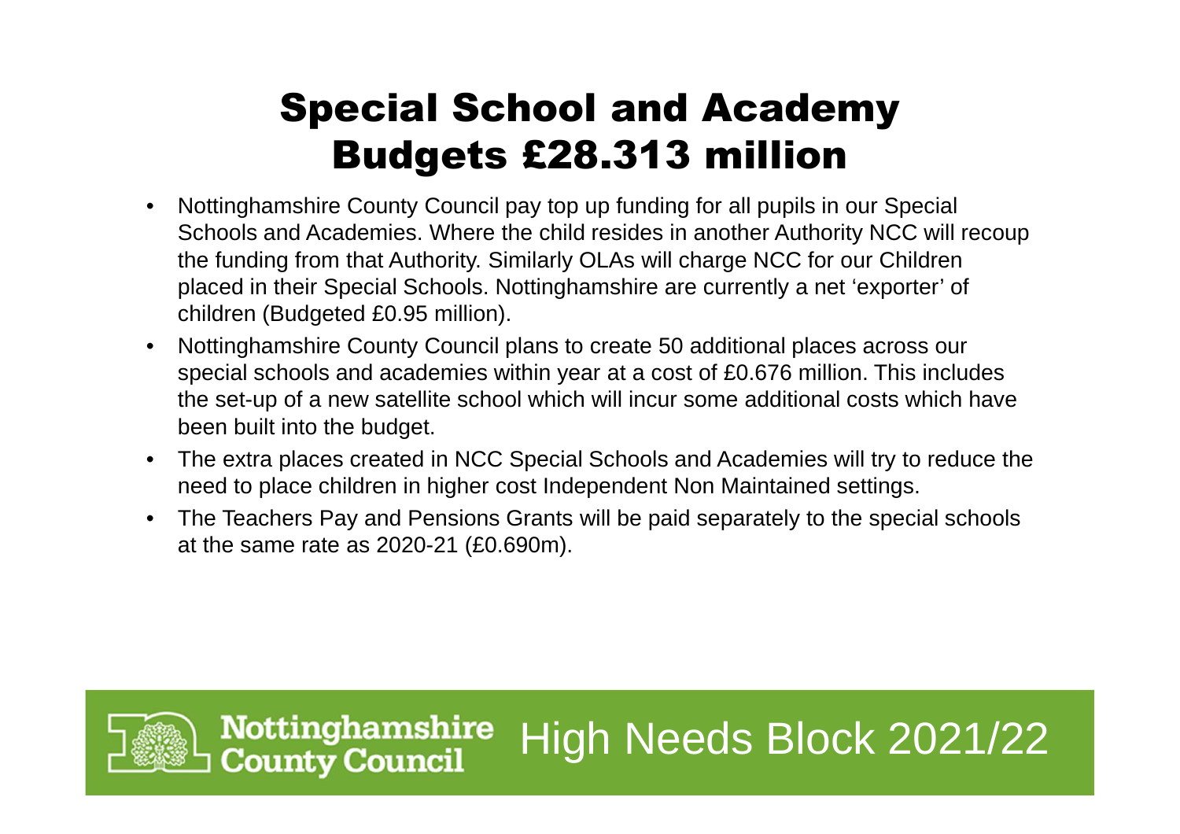# Special School and Academy Budgets £28.313 million

- Nottinghamshire County Council pay top up funding for all pupils in our Special Schools and Academies. Where the child resides in another Authority NCC will recoup the funding from that Authority. Similarly OLAs will charge NCC for our Children placed in their Special Schools. Nottinghamshire are currently a net 'exporter' of children (Budgeted £0.95 million).
- Nottinghamshire County Council plans to create 50 additional places across our special schools and academies within year at a cost of £0.676 million. This includes the set-up of a new satellite school which will incur some additional costs which have been built into the budget.
- The extra places created in NCC Special Schools and Academies will try to reduce the need to place children in higher cost Independent Non Maintained settings.
- The Teachers Pay and Pensions Grants will be paid separately to the special schools at the same rate as 2020-21 (£0.690m).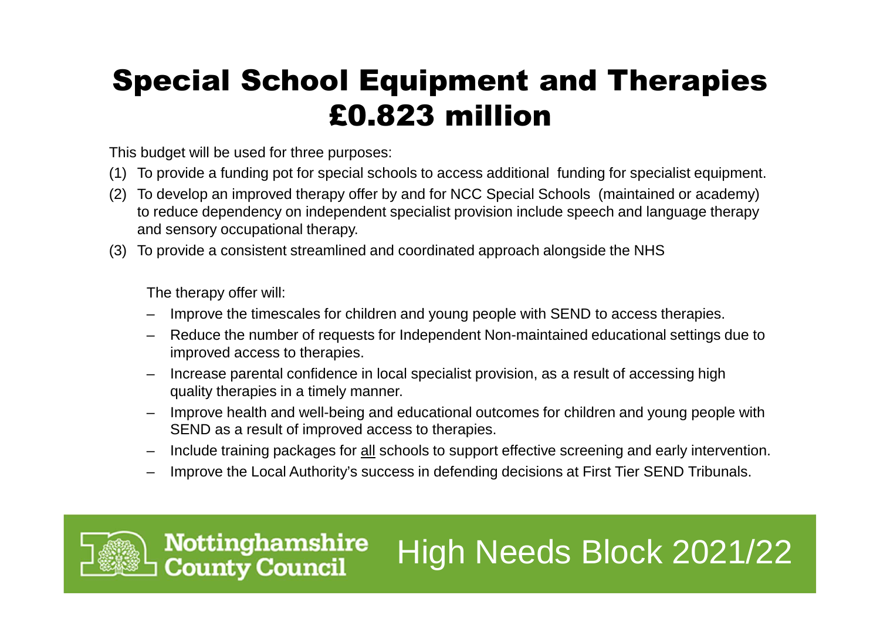# Special School Equipment and Therapies £0.823 million

This budget will be used for three purposes:

(1) To provide a funding pot for special schools to access additional funding for specialist equipment.
(2) To develop an improved therapy offer by and for NCC Special Schools (maintained or academy) to reduce dependency on independent specialist provision include speech and language therapy and sensory occupational therapy.
(3) To provide a consistent streamlined and coordinated approach alongside the NHS

The therapy offer will:

- Improve the timescales for children and young people with SEND to access therapies.
- Reduce the number of requests for Independent Non-maintained educational settings due to improved access to therapies.
- Increase parental confidence in local specialist provision, as a result of accessing high quality therapies in a timely manner.
- Improve health and well-being and educational outcomes for children and young people with SEND as a result of improved access to therapies.
- Include training packages for <u>all</u> schools to support effective screening and early intervention.
- Improve the Local Authority's success in defending decisions at First Tier SEND Tribunals.

Nottinghamshire County Council

High Needs Block 2021/22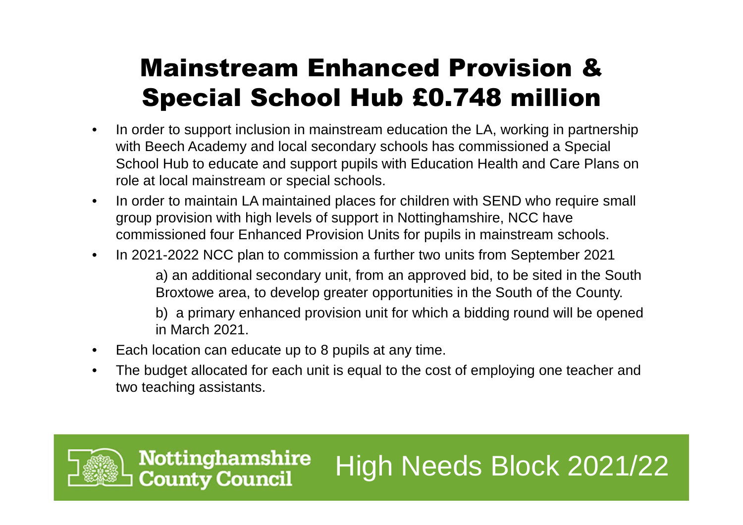# Mainstream Enhanced Provision & Special School Hub £0.748 million

- In order to support inclusion in mainstream education the LA, working in partnership with Beech Academy and local secondary schools has commissioned a Special School Hub to educate and support pupils with Education Health and Care Plans on role at local mainstream or special schools.
- In order to maintain LA maintained places for children with SEND who require small group provision with high levels of support in Nottinghamshire, NCC have commissioned four Enhanced Provision Units for pupils in mainstream schools.
- In 2021-2022 NCC plan to commission a further two units from September 2021

  a) an additional secondary unit, from an approved bid, to be sited in the South Broxtowe area, to develop greater opportunities in the South of the County.

  b) a primary enhanced provision unit for which a bidding round will be opened in March 2021.
- Each location can educate up to 8 pupils at any time.
- The budget allocated for each unit is equal to the cost of employing one teacher and two teaching assistants.

Nottinghamshire County Council

High Needs Block 2021/22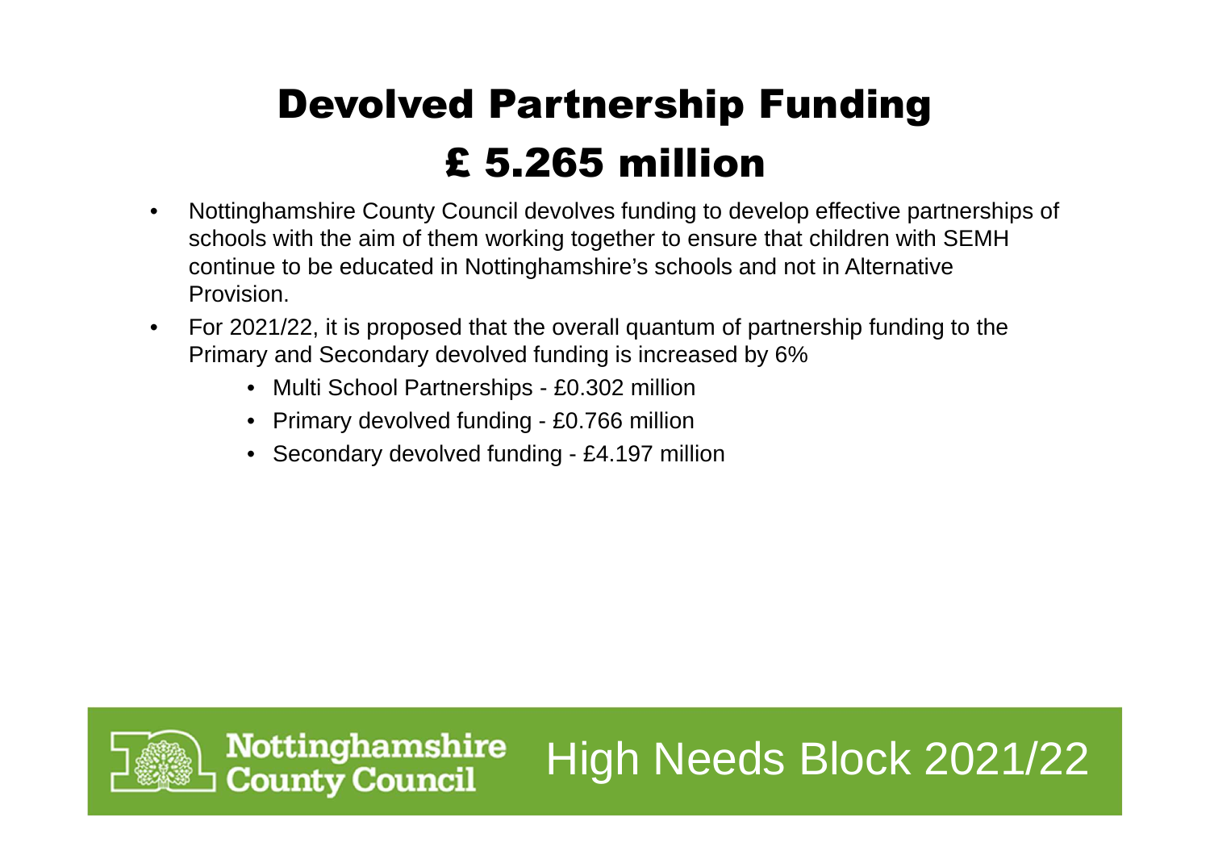# Devolved Partnership Funding
# £ 5.265 million

- Nottinghamshire County Council devolves funding to develop effective partnerships of schools with the aim of them working together to ensure that children with SEMH continue to be educated in Nottinghamshire's schools and not in Alternative Provision.
- For 2021/22, it is proposed that the overall quantum of partnership funding to the Primary and Secondary devolved funding is increased by 6%
  - Multi School Partnerships - £0.302 million
  - Primary devolved funding - £0.766 million
  - Secondary devolved funding - £4.197 million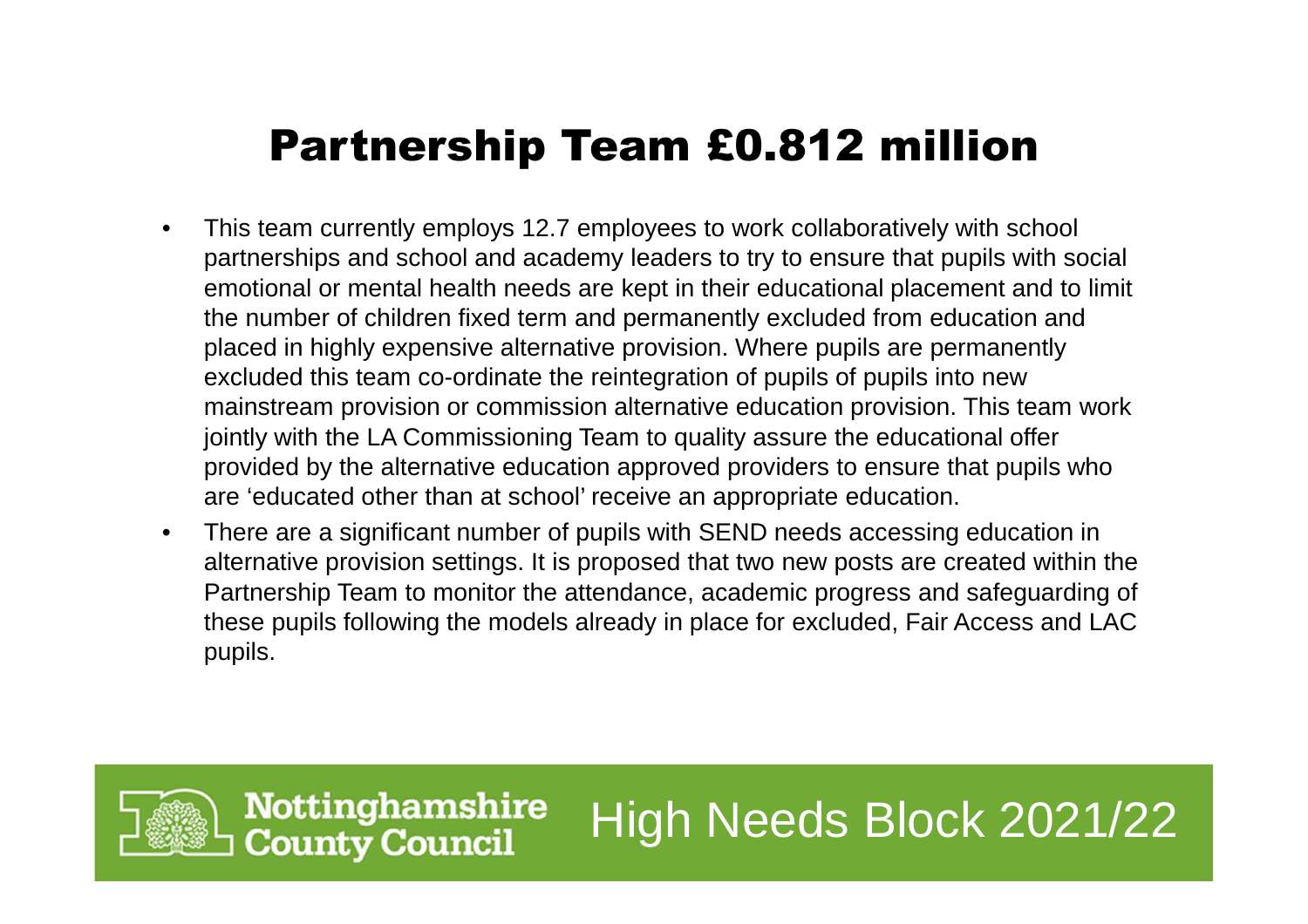# Partnership Team £0.812 million

- This team currently employs 12.7 employees to work collaboratively with school partnerships and school and academy leaders to try to ensure that pupils with social emotional or mental health needs are kept in their educational placement and to limit the number of children fixed term and permanently excluded from education and placed in highly expensive alternative provision. Where pupils are permanently excluded this team co-ordinate the reintegration of pupils of pupils into new mainstream provision or commission alternative education provision. This team work jointly with the LA Commissioning Team to quality assure the educational offer provided by the alternative education approved providers to ensure that pupils who are 'educated other than at school' receive an appropriate education.
- There are a significant number of pupils with SEND needs accessing education in alternative provision settings. It is proposed that two new posts are created within the Partnership Team to monitor the attendance, academic progress and safeguarding of these pupils following the models already in place for excluded, Fair Access and LAC pupils.

Nottinghamshire County Council

High Needs Block 2021/22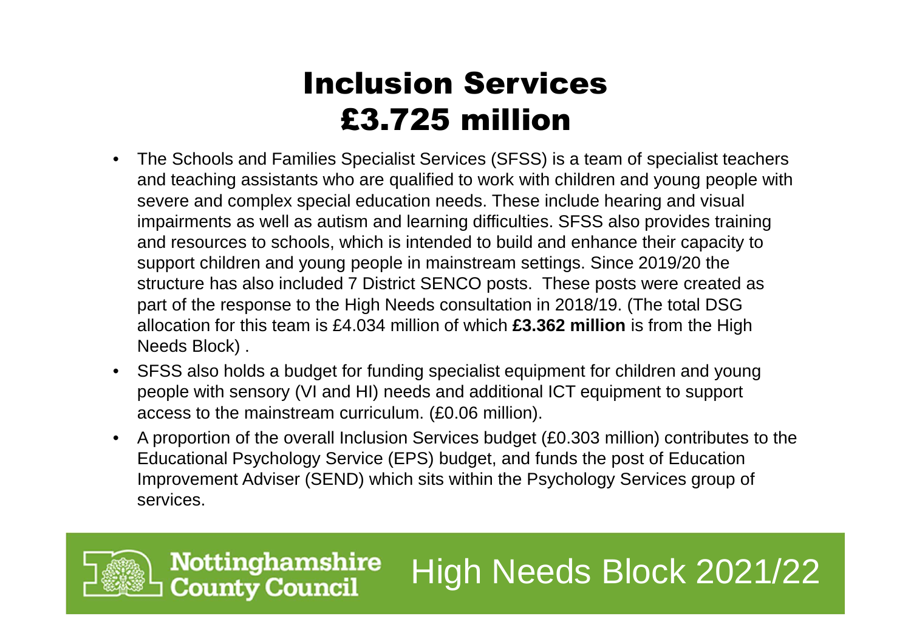# Inclusion Services
# £3.725 million

- The Schools and Families Specialist Services (SFSS) is a team of specialist teachers and teaching assistants who are qualified to work with children and young people with severe and complex special education needs. These include hearing and visual impairments as well as autism and learning difficulties. SFSS also provides training and resources to schools, which is intended to build and enhance their capacity to support children and young people in mainstream settings. Since 2019/20 the structure has also included 7 District SENCO posts. These posts were created as part of the response to the High Needs consultation in 2018/19. (The total DSG allocation for this team is £4.034 million of which **£3.362 million** is from the High Needs Block) .
- SFSS also holds a budget for funding specialist equipment for children and young people with sensory (VI and HI) needs and additional ICT equipment to support access to the mainstream curriculum. (£0.06 million).
- A proportion of the overall Inclusion Services budget (£0.303 million) contributes to the Educational Psychology Service (EPS) budget, and funds the post of Education Improvement Adviser (SEND) which sits within the Psychology Services group of services.

Nottinghamshire County Council

High Needs Block 2021/22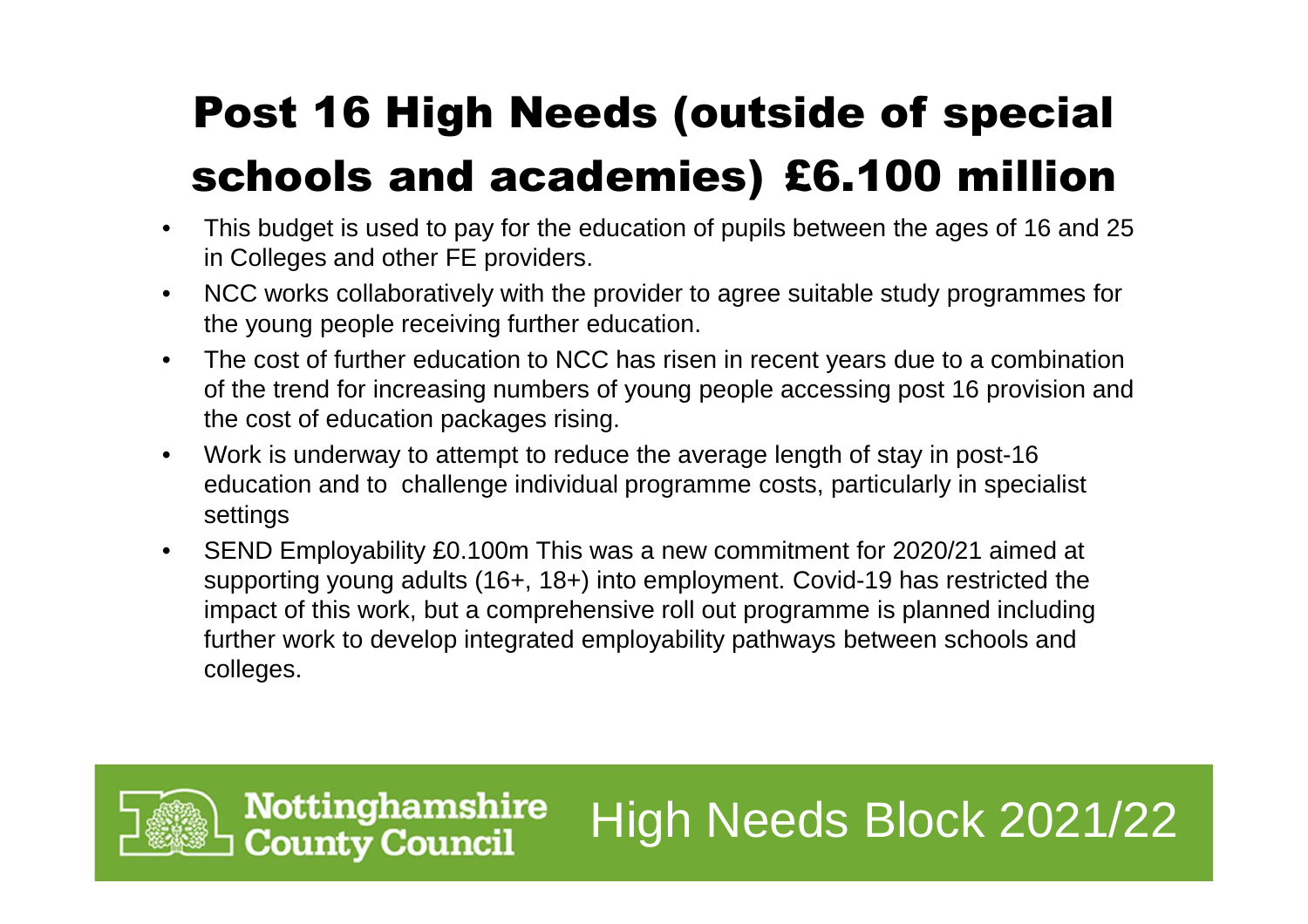# Post 16 High Needs (outside of special schools and academies) £6.100 million

- This budget is used to pay for the education of pupils between the ages of 16 and 25 in Colleges and other FE providers.
- NCC works collaboratively with the provider to agree suitable study programmes for the young people receiving further education.
- The cost of further education to NCC has risen in recent years due to a combination of the trend for increasing numbers of young people accessing post 16 provision and the cost of education packages rising.
- Work is underway to attempt to reduce the average length of stay in post-16 education and to challenge individual programme costs, particularly in specialist settings
- SEND Employability £0.100m This was a new commitment for 2020/21 aimed at supporting young adults (16+, 18+) into employment. Covid-19 has restricted the impact of this work, but a comprehensive roll out programme is planned including further work to develop integrated employability pathways between schools and colleges.

Nottinghamshire County Council High Needs Block 2021/22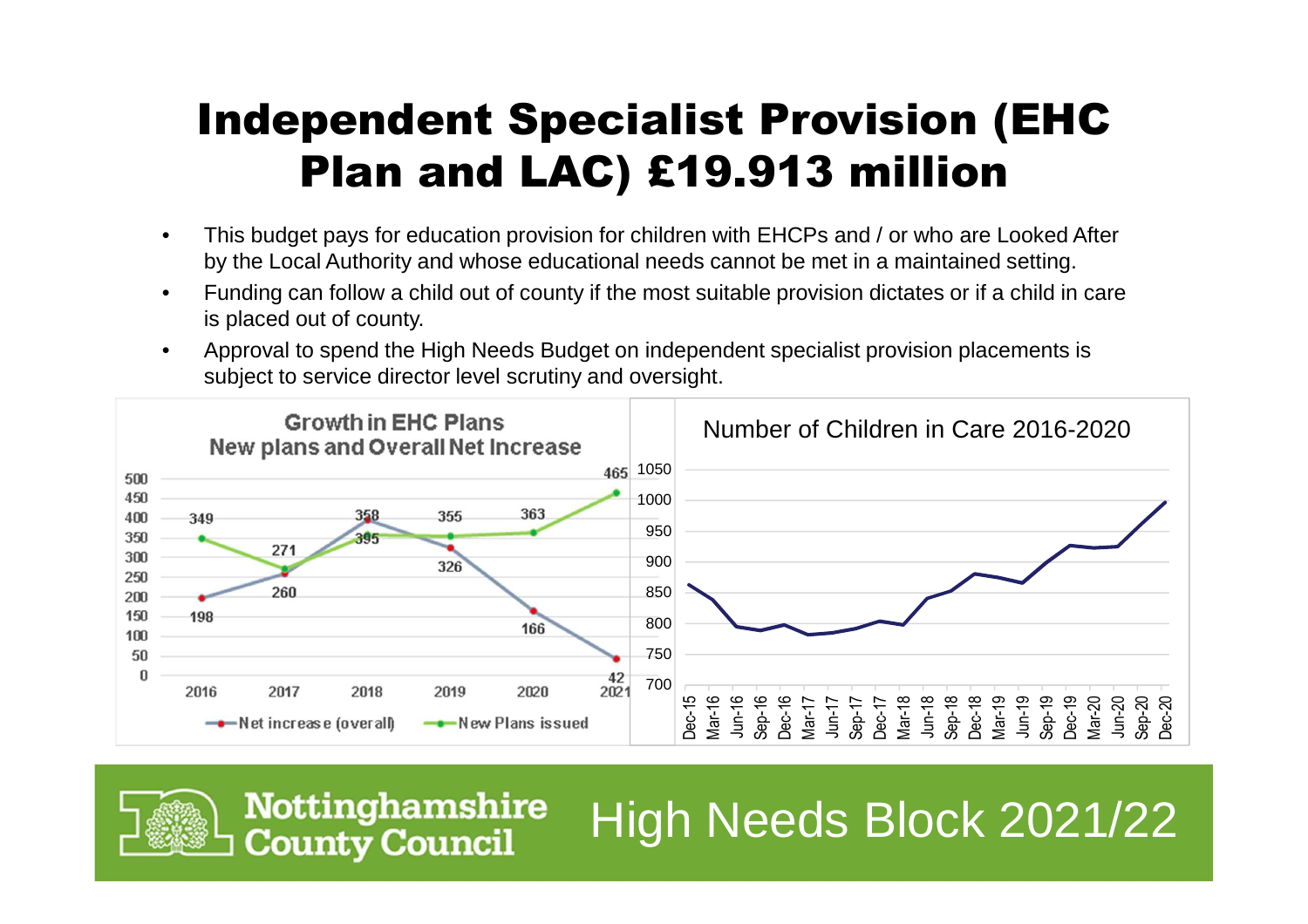# Independent Specialist Provision (EHC Plan and LAC) £19.913 million

- This budget pays for education provision for children with EHCPs and / or who are Looked After by the Local Authority and whose educational needs cannot be met in a maintained setting.
- Funding can follow a child out of county if the most suitable provision dictates or if a child in care is placed out of county.
- Approval to spend the High Needs Budget on independent specialist provision placements is subject to service director level scrutiny and oversight.

**Growth in EHC Plans New plans and Overall Net Increase**

| Year | Net increase (overall) | New Plans issued |
| --- | --- | --- |
| 2016 | 198 | 349 |
| 2017 | 260 | 271 |
| 2018 | 398 | 355 |
| 2019 | 326 | 355 |
| 2020 | 166 | 363 |
| 2021 | 42 | 465 |

**Number of Children in Care 2016-2020**

Dec-15, Mar-16, Jun-16, Sep-16, Dec-16, Mar-17, Jun-17, Sep-17, Dec-17, Mar-18, Jun-18, Sep-18, Dec-18, Mar-19, Jun-19, Sep-19, Dec-19, Mar-20, Jun-20, Sep-20, Dec-20

Nottinghamshire County Council

High Needs Block 2021/22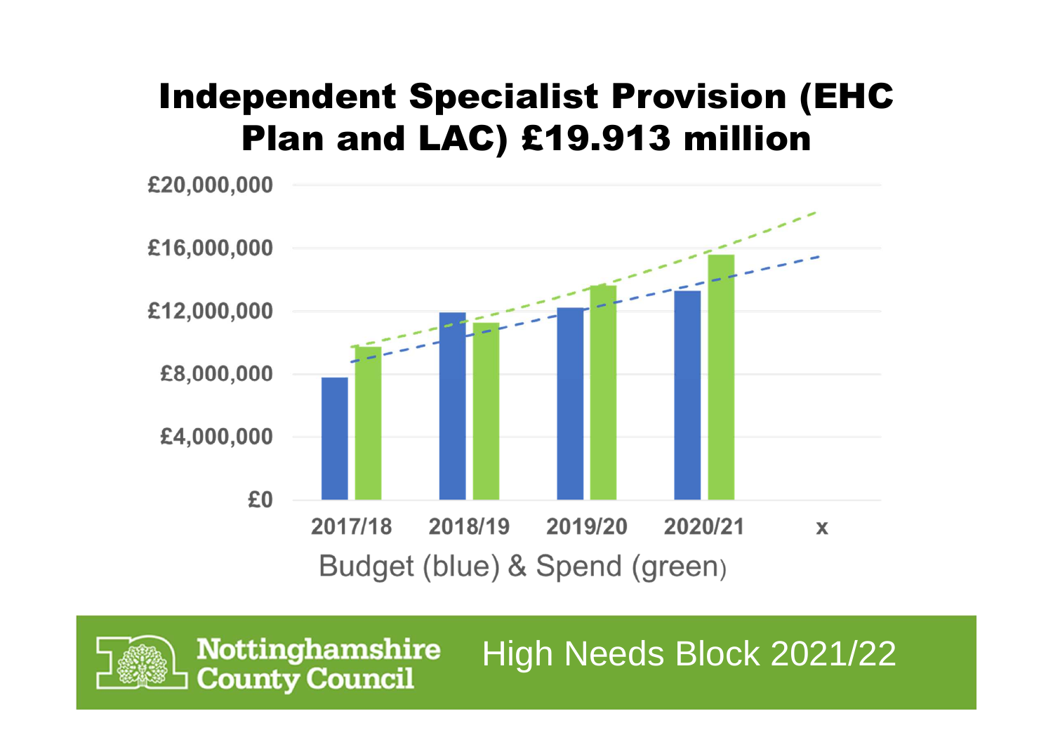# Independent Specialist Provision (EHC Plan and LAC) £19.913 million

£20,000,000
£16,000,000
£12,000,000
£8,000,000
£4,000,000
£0

2017/18 2018/19 2019/20 2020/21 x

Budget (blue) & Spend (green)

High Needs Block 2021/22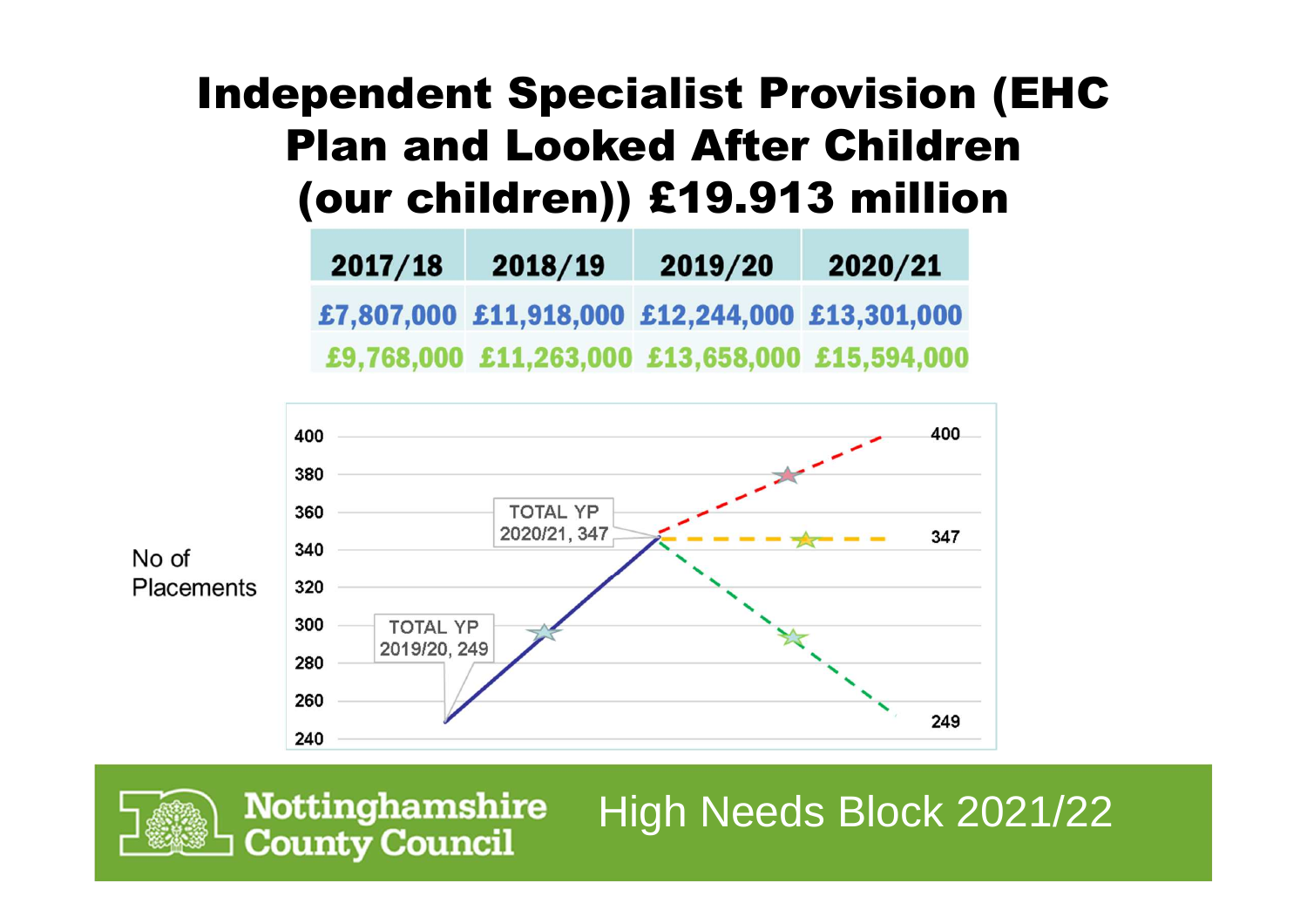# Independent Specialist Provision (EHC Plan and Looked After Children (our children)) £19.913 million

| 2017/18 | 2018/19 | 2019/20 | 2020/21 |
|---|---|---|---|
| £7,807,000 | £11,918,000 | £12,244,000 | £13,301,000 |
| £9,768,000 | £11,263,000 | £13,658,000 | £15,594,000 |

No of Placements

400
380
360
340
320
300
280
260
240

TOTAL YP 2019/20, 249

TOTAL YP 2020/21, 347

400

347

249

Nottinghamshire County Council

High Needs Block 2021/22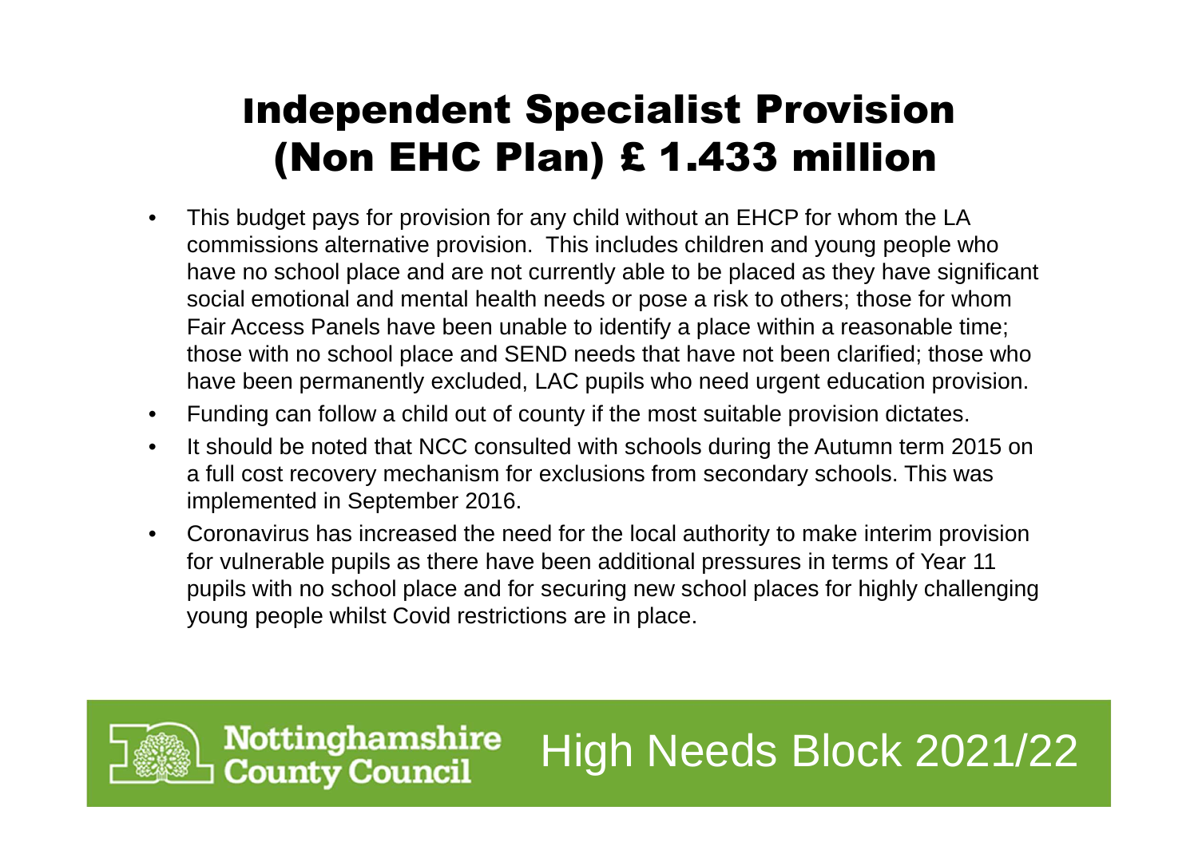# Independent Specialist Provision (Non EHC Plan) £ 1.433 million

- This budget pays for provision for any child without an EHCP for whom the LA commissions alternative provision. This includes children and young people who have no school place and are not currently able to be placed as they have significant social emotional and mental health needs or pose a risk to others; those for whom Fair Access Panels have been unable to identify a place within a reasonable time; those with no school place and SEND needs that have not been clarified; those who have been permanently excluded, LAC pupils who need urgent education provision.
- Funding can follow a child out of county if the most suitable provision dictates.
- It should be noted that NCC consulted with schools during the Autumn term 2015 on a full cost recovery mechanism for exclusions from secondary schools. This was implemented in September 2016.
- Coronavirus has increased the need for the local authority to make interim provision for vulnerable pupils as there have been additional pressures in terms of Year 11 pupils with no school place and for securing new school places for highly challenging young people whilst Covid restrictions are in place.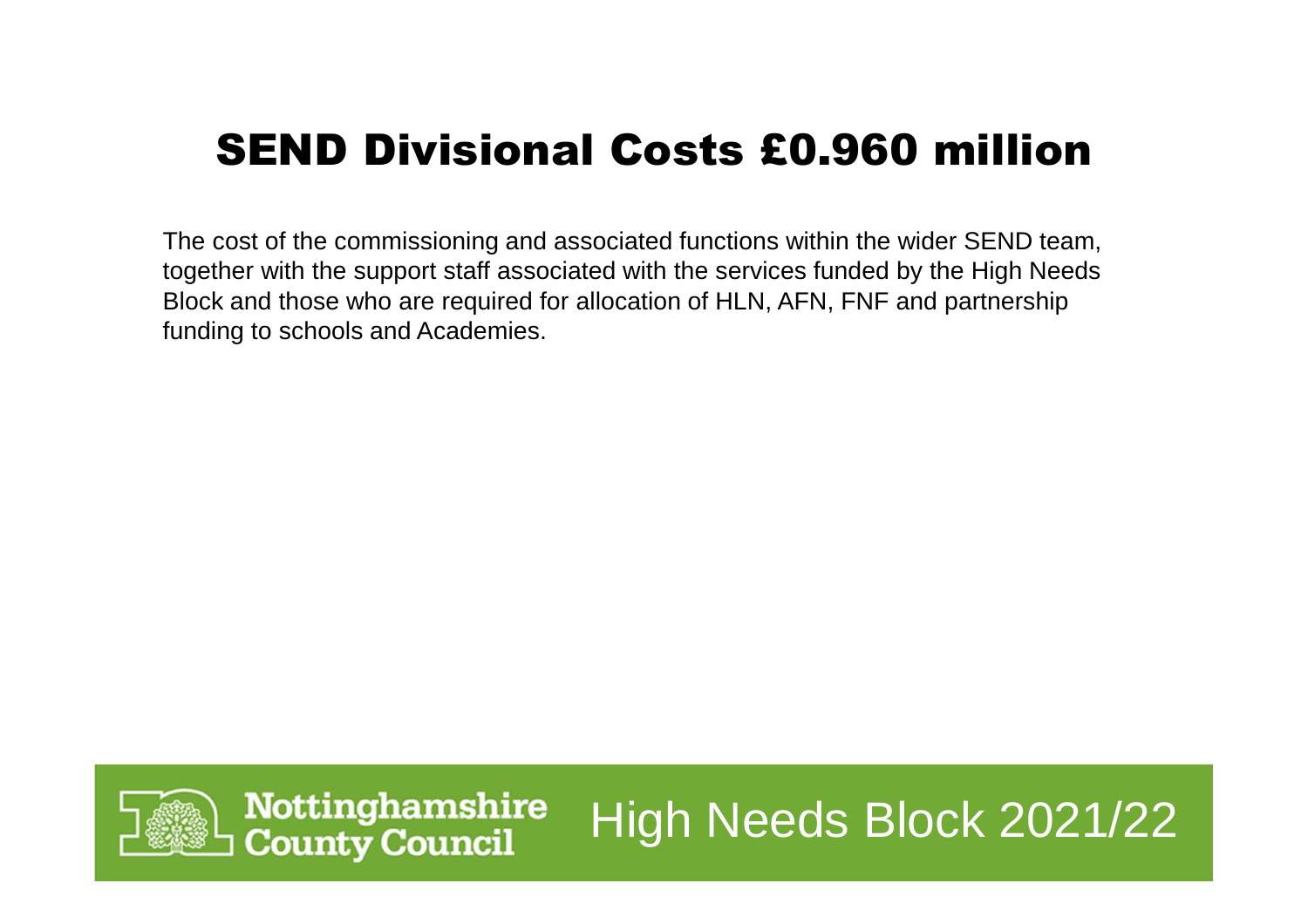# SEND Divisional Costs £0.960 million

The cost of the commissioning and associated functions within the wider SEND team, together with the support staff associated with the services funded by the High Needs Block and those who are required for allocation of HLN, AFN, FNF and partnership funding to schools and Academies.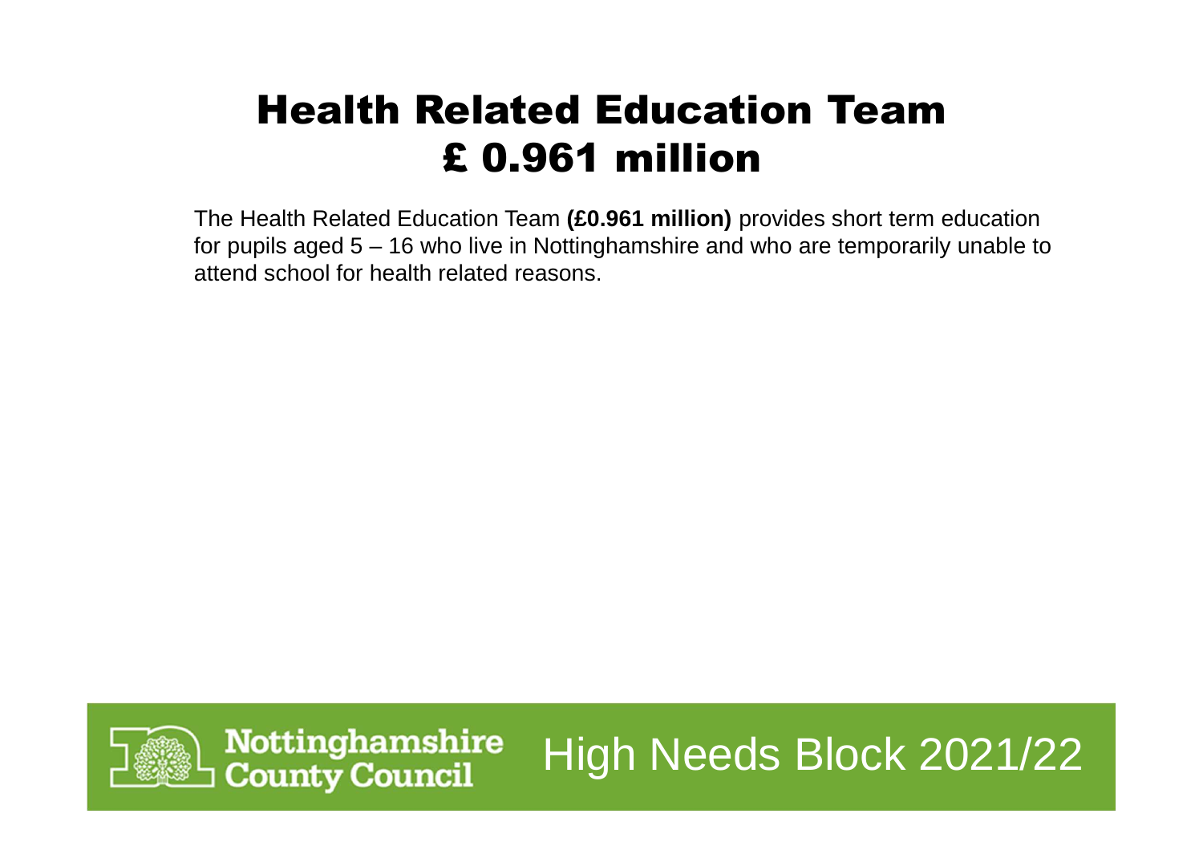# Health Related Education Team
# £ 0.961 million

The Health Related Education Team **(£0.961 million)** provides short term education for pupils aged 5 – 16 who live in Nottinghamshire and who are temporarily unable to attend school for health related reasons.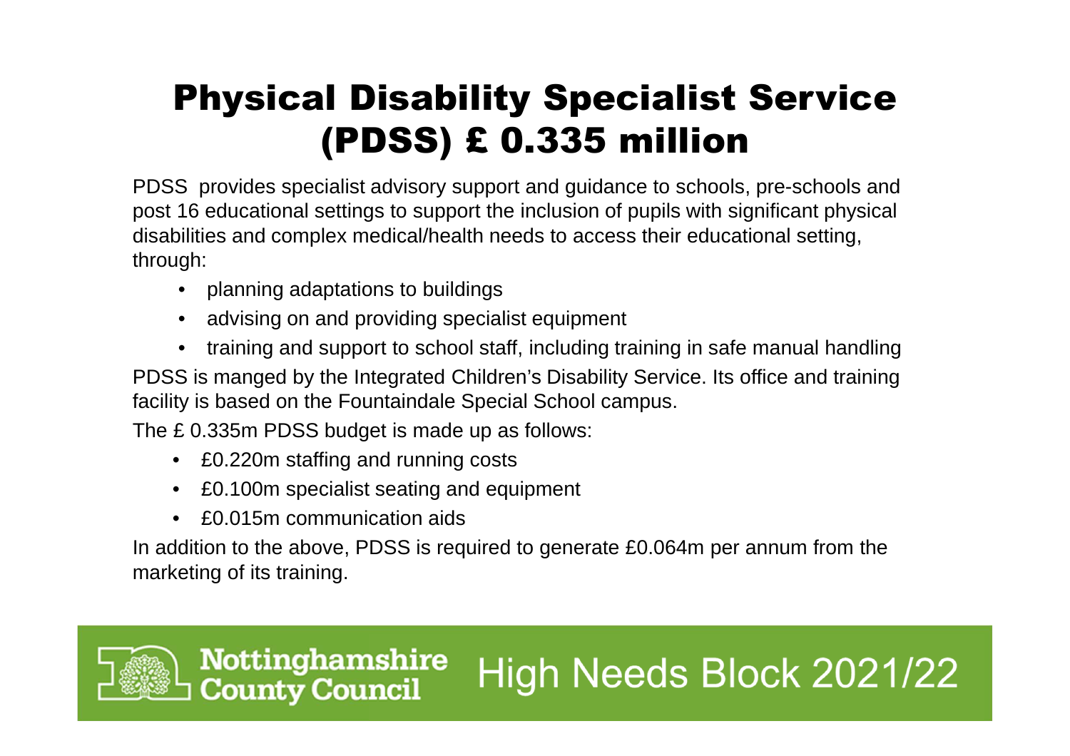# Physical Disability Specialist Service (PDSS) £ 0.335 million

PDSS provides specialist advisory support and guidance to schools, pre-schools and post 16 educational settings to support the inclusion of pupils with significant physical disabilities and complex medical/health needs to access their educational setting, through:

- planning adaptations to buildings
- advising on and providing specialist equipment
- training and support to school staff, including training in safe manual handling

PDSS is manged by the Integrated Children's Disability Service. Its office and training facility is based on the Fountaindale Special School campus.

The £ 0.335m PDSS budget is made up as follows:

- £0.220m staffing and running costs
- £0.100m specialist seating and equipment
- £0.015m communication aids

In addition to the above, PDSS is required to generate £0.064m per annum from the marketing of its training.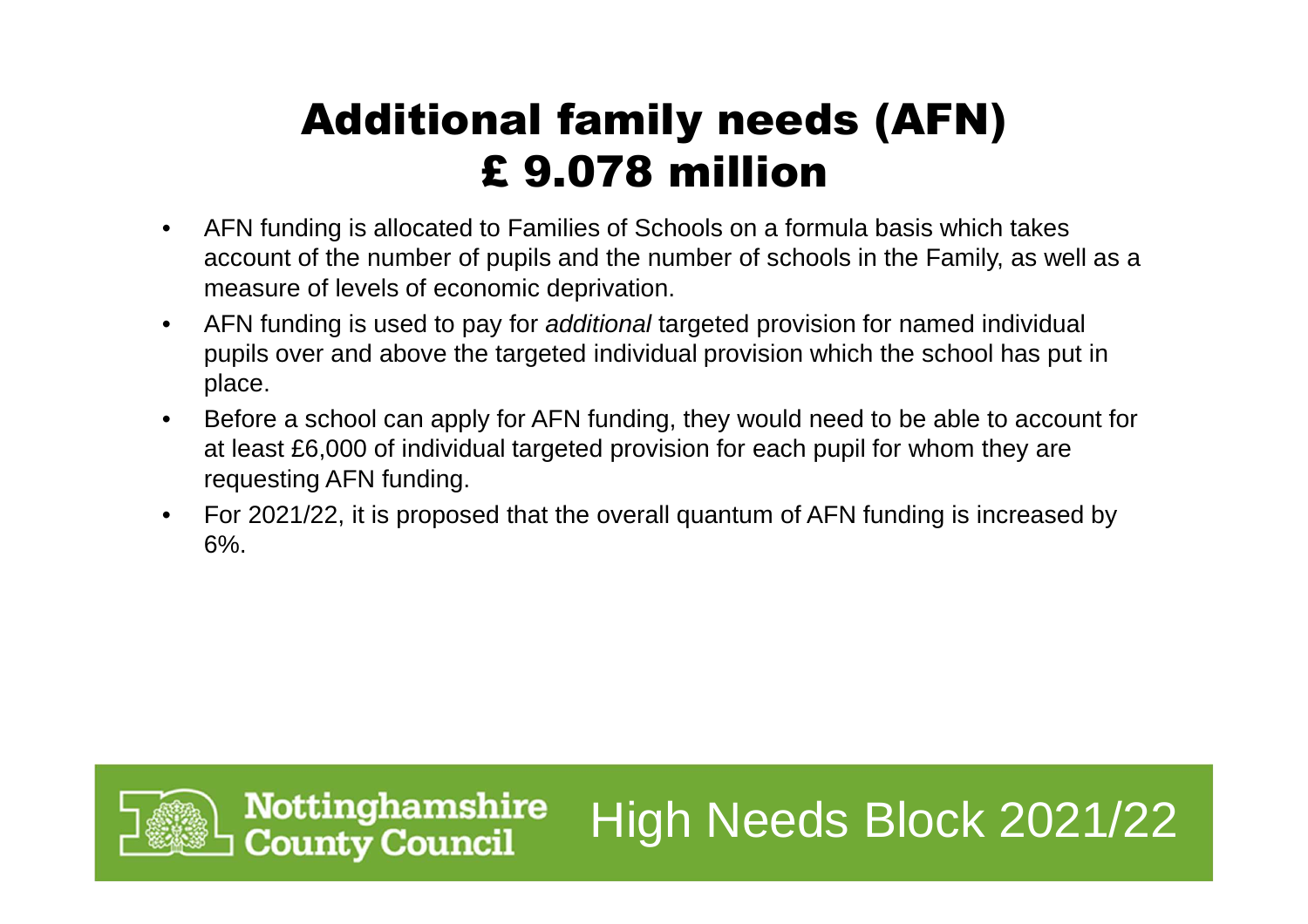# Additional family needs (AFN)
# £ 9.078 million

- AFN funding is allocated to Families of Schools on a formula basis which takes account of the number of pupils and the number of schools in the Family, as well as a measure of levels of economic deprivation.
- AFN funding is used to pay for *additional* targeted provision for named individual pupils over and above the targeted individual provision which the school has put in place.
- Before a school can apply for AFN funding, they would need to be able to account for at least £6,000 of individual targeted provision for each pupil for whom they are requesting AFN funding.
- For 2021/22, it is proposed that the overall quantum of AFN funding is increased by 6%.

Nottinghamshire County Council

High Needs Block 2021/22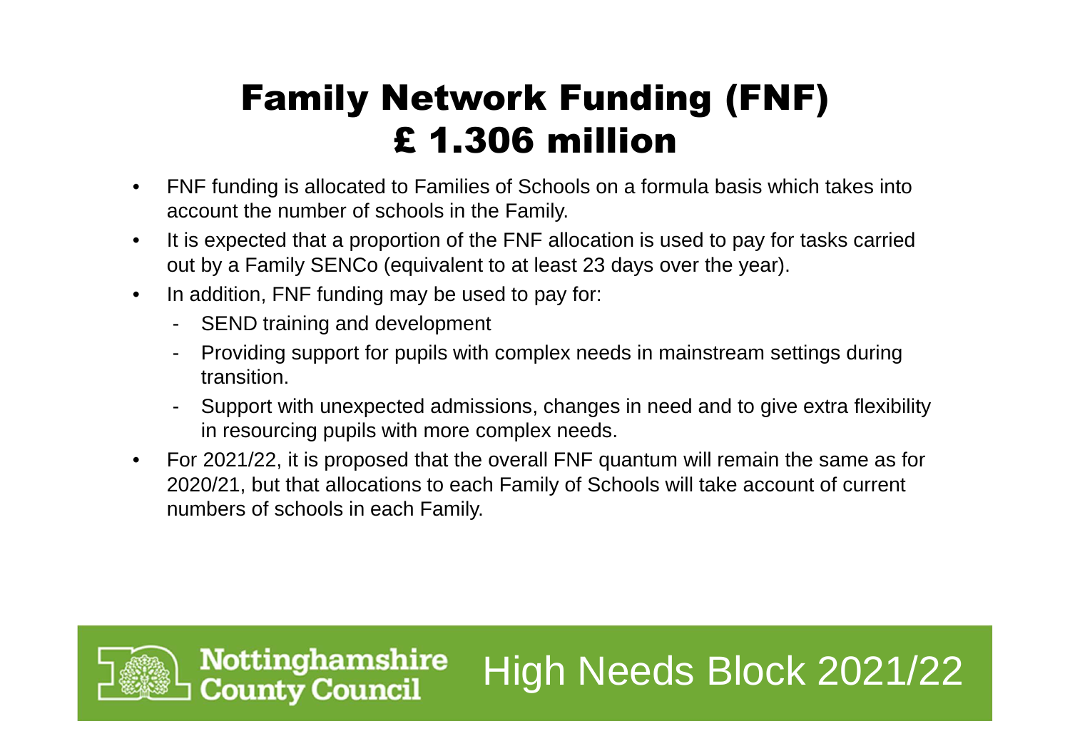# Family Network Funding (FNF) £ 1.306 million

- FNF funding is allocated to Families of Schools on a formula basis which takes into account the number of schools in the Family.
- It is expected that a proportion of the FNF allocation is used to pay for tasks carried out by a Family SENCo (equivalent to at least 23 days over the year).
- In addition, FNF funding may be used to pay for:
  - SEND training and development
  - Providing support for pupils with complex needs in mainstream settings during transition.
  - Support with unexpected admissions, changes in need and to give extra flexibility in resourcing pupils with more complex needs.
- For 2021/22, it is proposed that the overall FNF quantum will remain the same as for 2020/21, but that allocations to each Family of Schools will take account of current numbers of schools in each Family.

Nottinghamshire County Council

High Needs Block 2021/22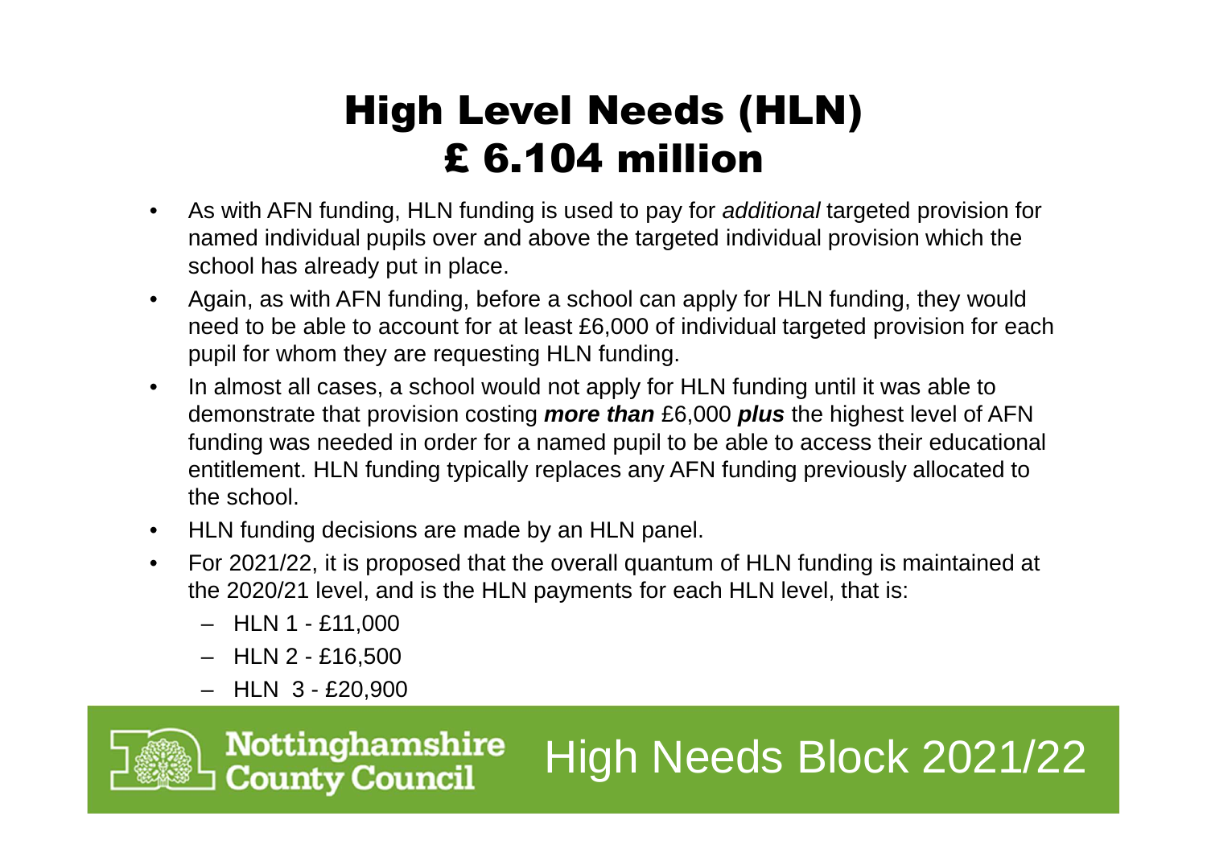# High Level Needs (HLN) £ 6.104 million

- As with AFN funding, HLN funding is used to pay for *additional* targeted provision for named individual pupils over and above the targeted individual provision which the school has already put in place.
- Again, as with AFN funding, before a school can apply for HLN funding, they would need to be able to account for at least £6,000 of individual targeted provision for each pupil for whom they are requesting HLN funding.
- In almost all cases, a school would not apply for HLN funding until it was able to demonstrate that provision costing ***more than*** £6,000 ***plus*** the highest level of AFN funding was needed in order for a named pupil to be able to access their educational entitlement. HLN funding typically replaces any AFN funding previously allocated to the school.
- HLN funding decisions are made by an HLN panel.
- For 2021/22, it is proposed that the overall quantum of HLN funding is maintained at the 2020/21 level, and is the HLN payments for each HLN level, that is:
  - HLN 1 - £11,000
  - HLN 2 - £16,500
  - HLN 3 - £20,900

Nottinghamshire County Council

High Needs Block 2021/22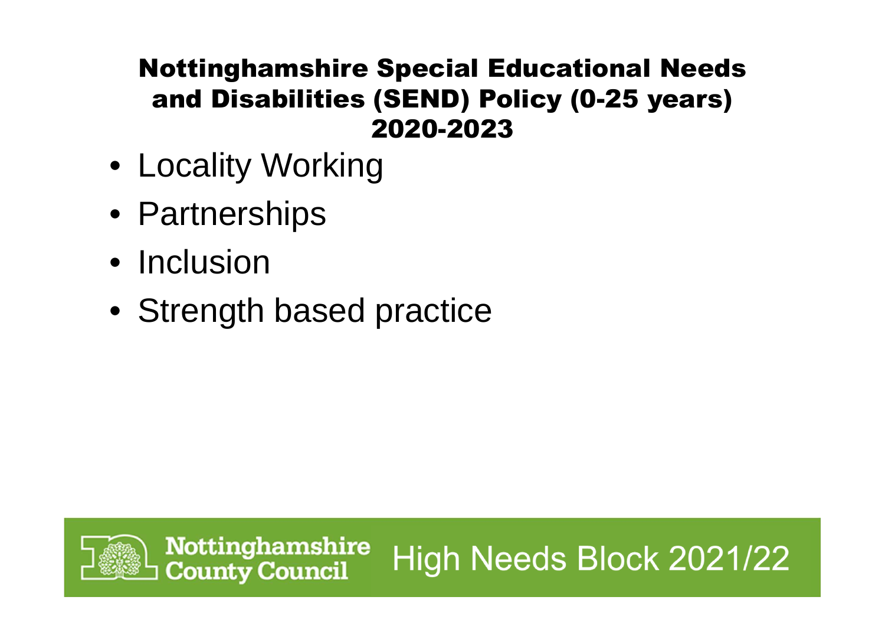# Nottinghamshire Special Educational Needs and Disabilities (SEND) Policy (0-25 years) 2020-2023

- Locality Working
- Partnerships
- Inclusion
- Strength based practice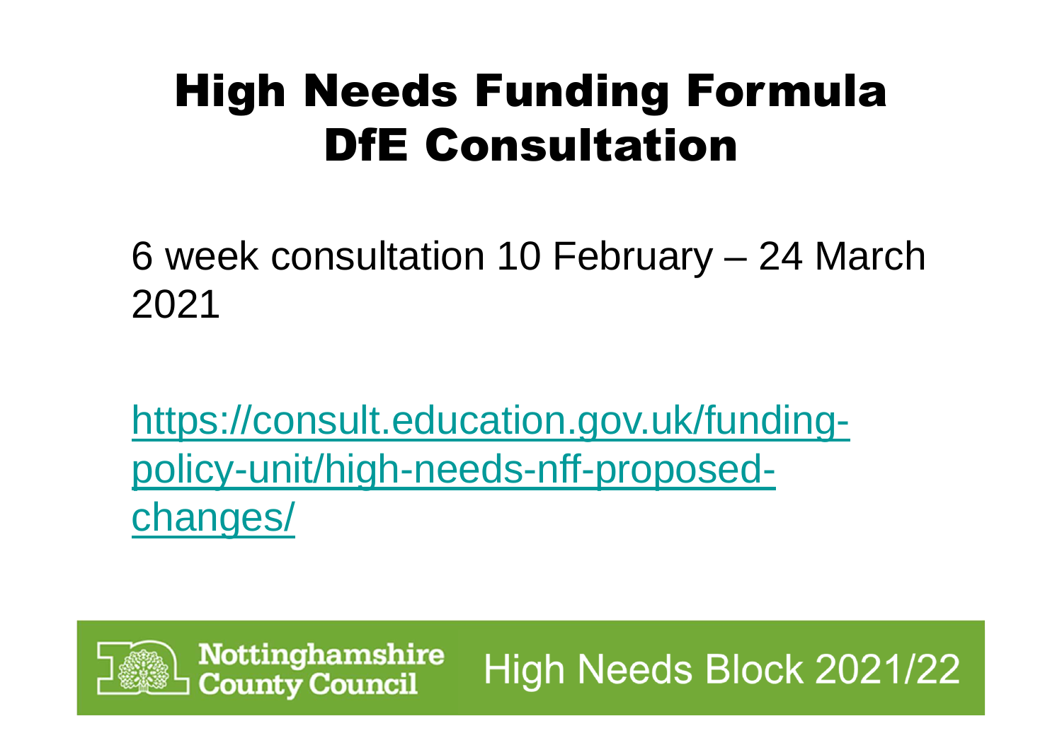# High Needs Funding Formula DfE Consultation

6 week consultation 10 February – 24 March 2021

https://consult.education.gov.uk/funding-policy-unit/high-needs-nff-proposed-changes/